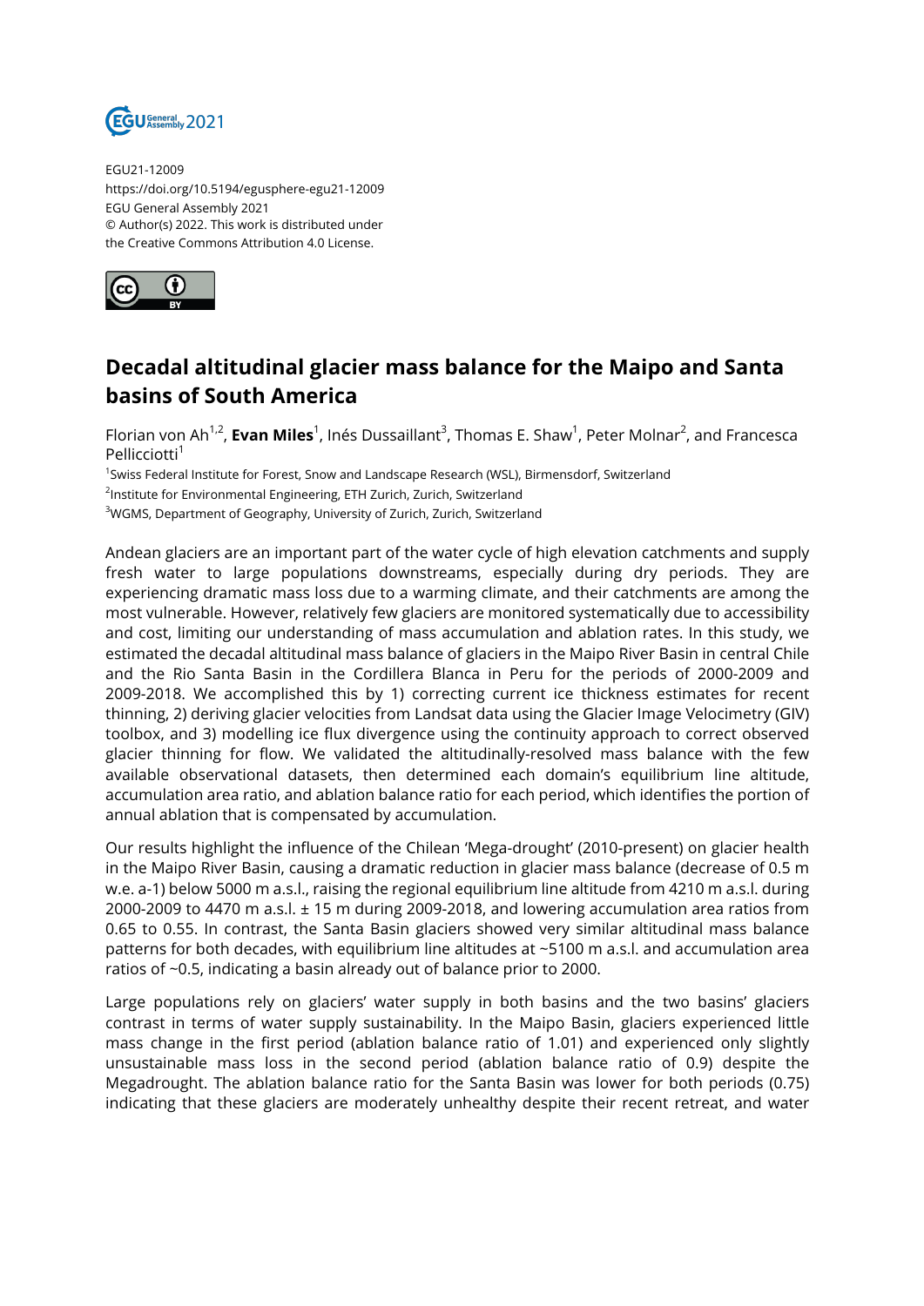EGU21-12009
https://doi.org/10.5194/egusphere-egu21-12009
EGU General Assembly 2021
© Author(s) 2022. This work is distributed under
the Creative Commons Attribution 4.0 License.

# Decadal altitudinal glacier mass balance for the Maipo and Santa basins of South America

Florian von Ah[1,2], **Evan Miles**[1], Inés Dussaillant[3], Thomas E. Shaw[1], Peter Molnar[2], and Francesca Pellicciotti[1]

[1]Swiss Federal Institute for Forest, Snow and Landscape Research (WSL), Birmensdorf, Switzerland
[2]Institute for Environmental Engineering, ETH Zurich, Zurich, Switzerland
[3]WGMS, Department of Geography, University of Zurich, Zurich, Switzerland

Andean glaciers are an important part of the water cycle of high elevation catchments and supply fresh water to large populations downstreams, especially during dry periods. They are experiencing dramatic mass loss due to a warming climate, and their catchments are among the most vulnerable. However, relatively few glaciers are monitored systematically due to accessibility and cost, limiting our understanding of mass accumulation and ablation rates. In this study, we estimated the decadal altitudinal mass balance of glaciers in the Maipo River Basin in central Chile and the Rio Santa Basin in the Cordillera Blanca in Peru for the periods of 2000-2009 and 2009-2018. We accomplished this by 1) correcting current ice thickness estimates for recent thinning, 2) deriving glacier velocities from Landsat data using the Glacier Image Velocimetry (GIV) toolbox, and 3) modelling ice flux divergence using the continuity approach to correct observed glacier thinning for flow. We validated the altitudinally-resolved mass balance with the few available observational datasets, then determined each domain's equilibrium line altitude, accumulation area ratio, and ablation balance ratio for each period, which identifies the portion of annual ablation that is compensated by accumulation.

Our results highlight the influence of the Chilean 'Mega-drought' (2010-present) on glacier health in the Maipo River Basin, causing a dramatic reduction in glacier mass balance (decrease of 0.5 m w.e. a-1) below 5000 m a.s.l., raising the regional equilibrium line altitude from 4210 m a.s.l. during 2000-2009 to 4470 m a.s.l. ± 15 m during 2009-2018, and lowering accumulation area ratios from 0.65 to 0.55. In contrast, the Santa Basin glaciers showed very similar altitudinal mass balance patterns for both decades, with equilibrium line altitudes at ~5100 m a.s.l. and accumulation area ratios of ~0.5, indicating a basin already out of balance prior to 2000.

Large populations rely on glaciers' water supply in both basins and the two basins' glaciers contrast in terms of water supply sustainability. In the Maipo Basin, glaciers experienced little mass change in the first period (ablation balance ratio of 1.01) and experienced only slightly unsustainable mass loss in the second period (ablation balance ratio of 0.9) despite the Megadrought. The ablation balance ratio for the Santa Basin was lower for both periods (0.75) indicating that these glaciers are moderately unhealthy despite their recent retreat, and water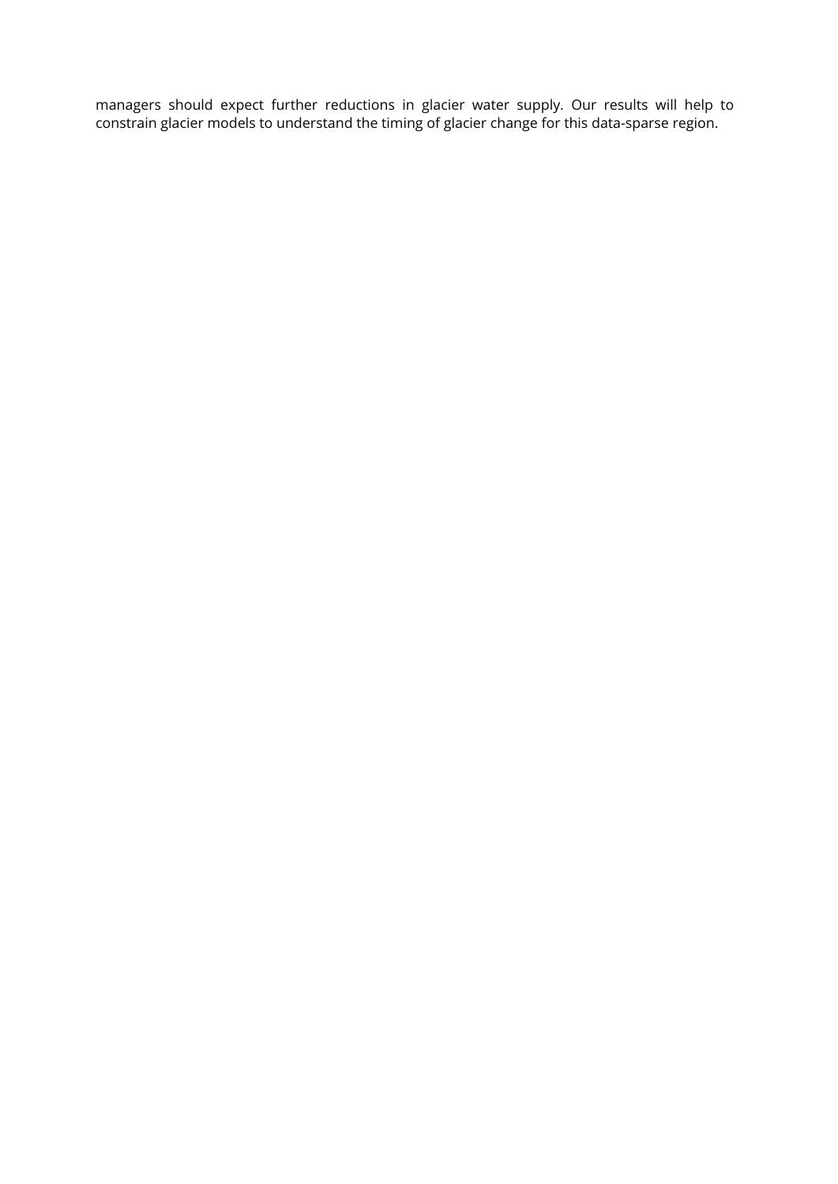managers should expect further reductions in glacier water supply. Our results will help to constrain glacier models to understand the timing of glacier change for this data-sparse region.